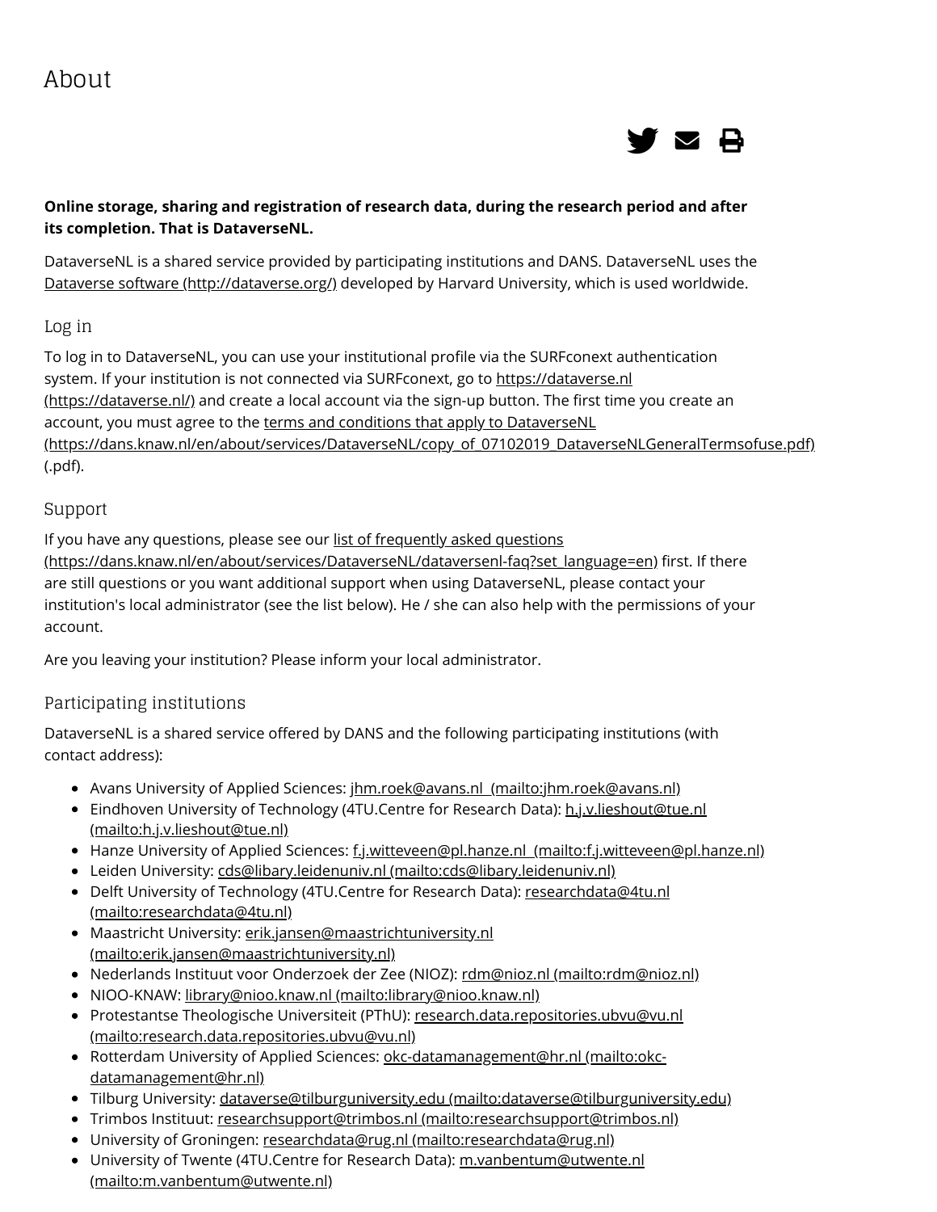# About

**Online storage, sharing and registration of research data, during the research period and after its completion. That is DataverseNL.**

DataverseNL is a shared service provided by participating institutions and DANS. DataverseNL uses the Dataverse software (http://dataverse.org/) developed by Harvard University, which is used worldwide.

## Log in

To log in to DataverseNL, you can use your institutional profile via the SURFconext authentication system. If your institution is not connected via SURFconext, go to https://dataverse.nl (https://dataverse.nl/) and create a local account via the sign-up button. The first time you create an account, you must agree to the terms and conditions that apply to DataverseNL (https://dans.knaw.nl/en/about/services/DataverseNL/copy_of_07102019_DataverseNLGeneralTermsofuse.pdf) (.pdf).

## Support

If you have any questions, please see our list of frequently asked questions (https://dans.knaw.nl/en/about/services/DataverseNL/dataversenl-faq?set_language=en) first. If there are still questions or you want additional support when using DataverseNL, please contact your institution's local administrator (see the list below). He / she can also help with the permissions of your account.

Are you leaving your institution? Please inform your local administrator.

## Participating institutions

DataverseNL is a shared service offered by DANS and the following participating institutions (with contact address):

- Avans University of Applied Sciences: jhm.roek@avans.nl (mailto:jhm.roek@avans.nl)
- Eindhoven University of Technology (4TU.Centre for Research Data): h.j.v.lieshout@tue.nl (mailto:h.j.v.lieshout@tue.nl)
- Hanze University of Applied Sciences: f.j.witteveen@pl.hanze.nl (mailto:f.j.witteveen@pl.hanze.nl)
- Leiden University: cds@libary.leidenuniv.nl (mailto:cds@libary.leidenuniv.nl)
- Delft University of Technology (4TU.Centre for Research Data): researchdata@4tu.nl (mailto:researchdata@4tu.nl)
- Maastricht University: erik.jansen@maastrichtuniversity.nl (mailto:erik.jansen@maastrichtuniversity.nl)
- Nederlands Instituut voor Onderzoek der Zee (NIOZ): rdm@nioz.nl (mailto:rdm@nioz.nl)
- NIOO-KNAW: library@nioo.knaw.nl (mailto:library@nioo.knaw.nl)
- Protestantse Theologische Universiteit (PThU): research.data.repositories.ubvu@vu.nl (mailto:research.data.repositories.ubvu@vu.nl)
- Rotterdam University of Applied Sciences: okc-datamanagement@hr.nl (mailto:okc-datamanagement@hr.nl)
- Tilburg University: dataverse@tilburguniversity.edu (mailto:dataverse@tilburguniversity.edu)
- Trimbos Instituut: researchsupport@trimbos.nl (mailto:researchsupport@trimbos.nl)
- University of Groningen: researchdata@rug.nl (mailto:researchdata@rug.nl)
- University of Twente (4TU.Centre for Research Data): m.vanbentum@utwente.nl (mailto:m.vanbentum@utwente.nl)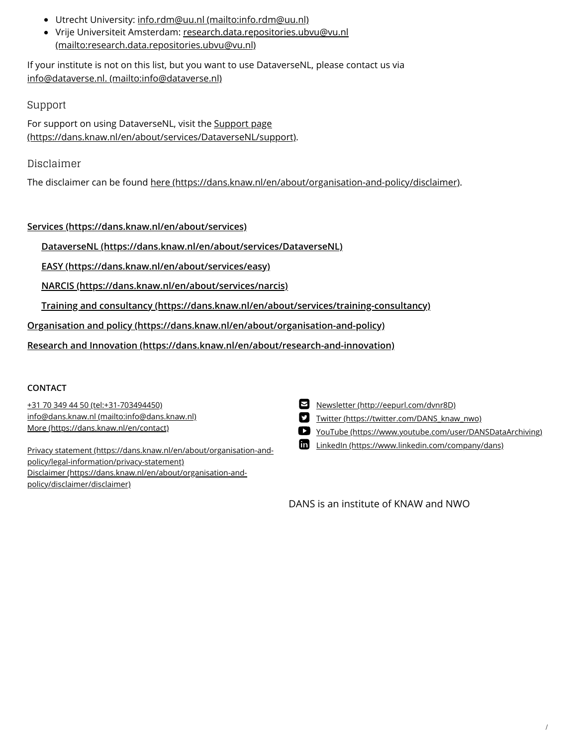- Utrecht University: info.rdm@uu.nl (mailto:info.rdm@uu.nl)
- Vrije Universiteit Amsterdam: research.data.repositories.ubvu@vu.nl (mailto:research.data.repositories.ubvu@vu.nl)

If your institute is not on this list, but you want to use DataverseNL, please contact us via info@dataverse.nl. (mailto:info@dataverse.nl)

## Support

For support on using DataverseNL, visit the Support page (https://dans.knaw.nl/en/about/services/DataverseNL/support).

## Disclaimer

The disclaimer can be found here (https://dans.knaw.nl/en/about/organisation-and-policy/disclaimer).

**Services (https://dans.knaw.nl/en/about/services)**

- **DataverseNL (https://dans.knaw.nl/en/about/services/DataverseNL)**
- **EASY (https://dans.knaw.nl/en/about/services/easy)**
- **NARCIS (https://dans.knaw.nl/en/about/services/narcis)**
- **Training and consultancy (https://dans.knaw.nl/en/about/services/training-consultancy)**

**Organisation and policy (https://dans.knaw.nl/en/about/organisation-and-policy)**

**Research and Innovation (https://dans.knaw.nl/en/about/research-and-innovation)**

**CONTACT**

+31 70 349 44 50 (tel:+31-703494450)
info@dans.knaw.nl (mailto:info@dans.knaw.nl)
More (https://dans.knaw.nl/en/contact)

Privacy statement (https://dans.knaw.nl/en/about/organisation-and-policy/legal-information/privacy-statement)
Disclaimer (https://dans.knaw.nl/en/about/organisation-and-policy/disclaimer/disclaimer)

Newsletter (http://eepurl.com/dvnr8D)
Twitter (https://twitter.com/DANS_knaw_nwo)
YouTube (https://www.youtube.com/user/DANSDataArchiving)
LinkedIn (https://www.linkedin.com/company/dans)

DANS is an institute of KNAW and NWO